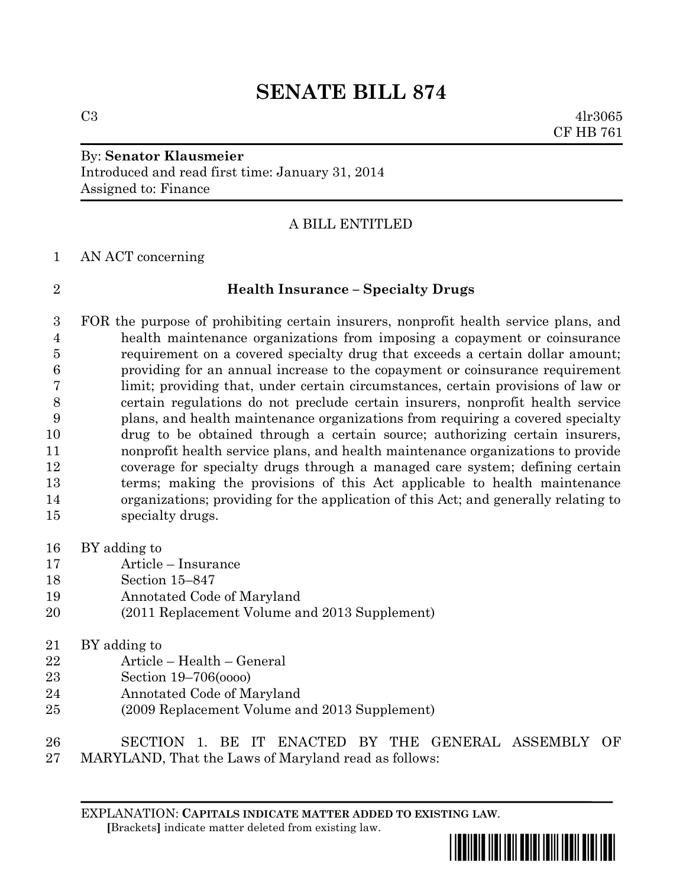# SENATE BILL 874

C3 4lr3065
CF HB 761

By: **Senator Klausmeier**
Introduced and read first time: January 31, 2014
Assigned to: Finance

A BILL ENTITLED

AN ACT concerning

**Health Insurance – Specialty Drugs**

FOR the purpose of prohibiting certain insurers, nonprofit health service plans, and health maintenance organizations from imposing a copayment or coinsurance requirement on a covered specialty drug that exceeds a certain dollar amount; providing for an annual increase to the copayment or coinsurance requirement limit; providing that, under certain circumstances, certain provisions of law or certain regulations do not preclude certain insurers, nonprofit health service plans, and health maintenance organizations from requiring a covered specialty drug to be obtained through a certain source; authorizing certain insurers, nonprofit health service plans, and health maintenance organizations to provide coverage for specialty drugs through a managed care system; defining certain terms; making the provisions of this Act applicable to health maintenance organizations; providing for the application of this Act; and generally relating to specialty drugs.

BY adding to
Article – Insurance
Section 15–847
Annotated Code of Maryland
(2011 Replacement Volume and 2013 Supplement)

BY adding to
Article – Health – General
Section 19–706(oooo)
Annotated Code of Maryland
(2009 Replacement Volume and 2013 Supplement)

SECTION 1. BE IT ENACTED BY THE GENERAL ASSEMBLY OF MARYLAND, That the Laws of Maryland read as follows:

EXPLANATION: **CAPITALS INDICATE MATTER ADDED TO EXISTING LAW.**
**[**Brackets**]** indicate matter deleted from existing law.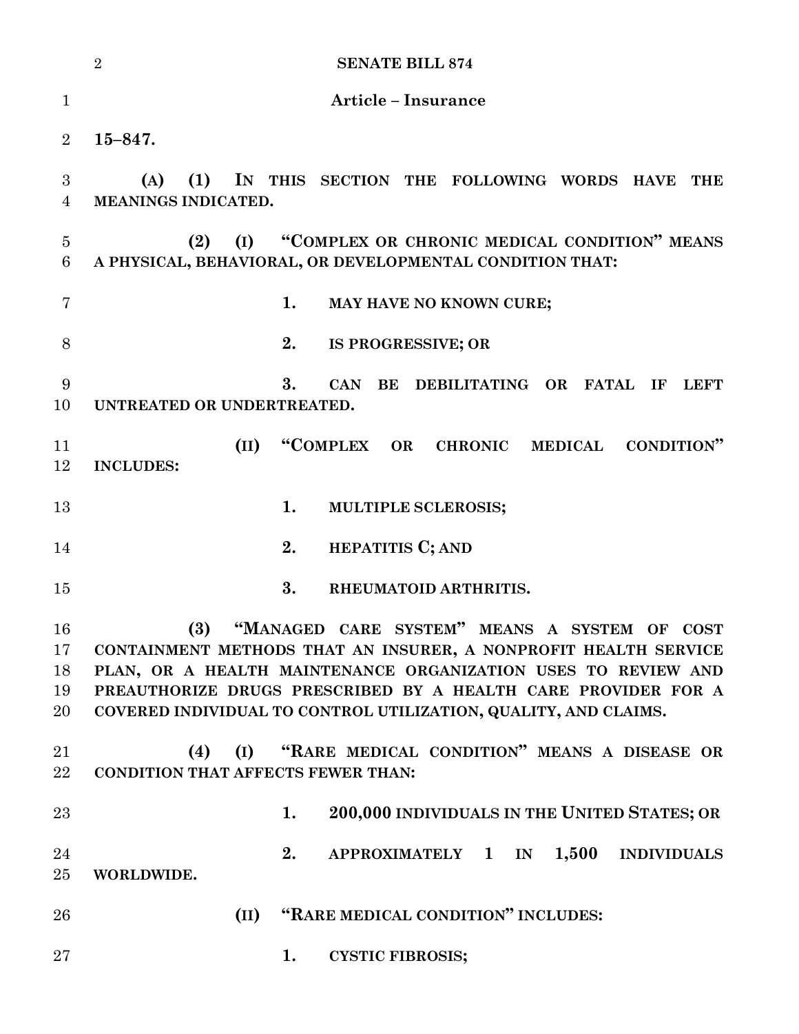**Article – Insurance**

**15–847.**

**(A) (1) IN THIS SECTION THE FOLLOWING WORDS HAVE THE MEANINGS INDICATED.**

**(2) (I) "COMPLEX OR CHRONIC MEDICAL CONDITION" MEANS A PHYSICAL, BEHAVIORAL, OR DEVELOPMENTAL CONDITION THAT:**

**1. MAY HAVE NO KNOWN CURE;**

**2. IS PROGRESSIVE; OR**

**3. CAN BE DEBILITATING OR FATAL IF LEFT UNTREATED OR UNDERTREATED.**

**(II) "COMPLEX OR CHRONIC MEDICAL CONDITION" INCLUDES:**

**1. MULTIPLE SCLEROSIS;**

**2. HEPATITIS C; AND**

**3. RHEUMATOID ARTHRITIS.**

**(3) "MANAGED CARE SYSTEM" MEANS A SYSTEM OF COST CONTAINMENT METHODS THAT AN INSURER, A NONPROFIT HEALTH SERVICE PLAN, OR A HEALTH MAINTENANCE ORGANIZATION USES TO REVIEW AND PREAUTHORIZE DRUGS PRESCRIBED BY A HEALTH CARE PROVIDER FOR A COVERED INDIVIDUAL TO CONTROL UTILIZATION, QUALITY, AND CLAIMS.**

**(4) (I) "RARE MEDICAL CONDITION" MEANS A DISEASE OR CONDITION THAT AFFECTS FEWER THAN:**

**1. 200,000 INDIVIDUALS IN THE UNITED STATES; OR**

**2. APPROXIMATELY 1 IN 1,500 INDIVIDUALS WORLDWIDE.**

**(II) "RARE MEDICAL CONDITION" INCLUDES:**

**1. CYSTIC FIBROSIS;**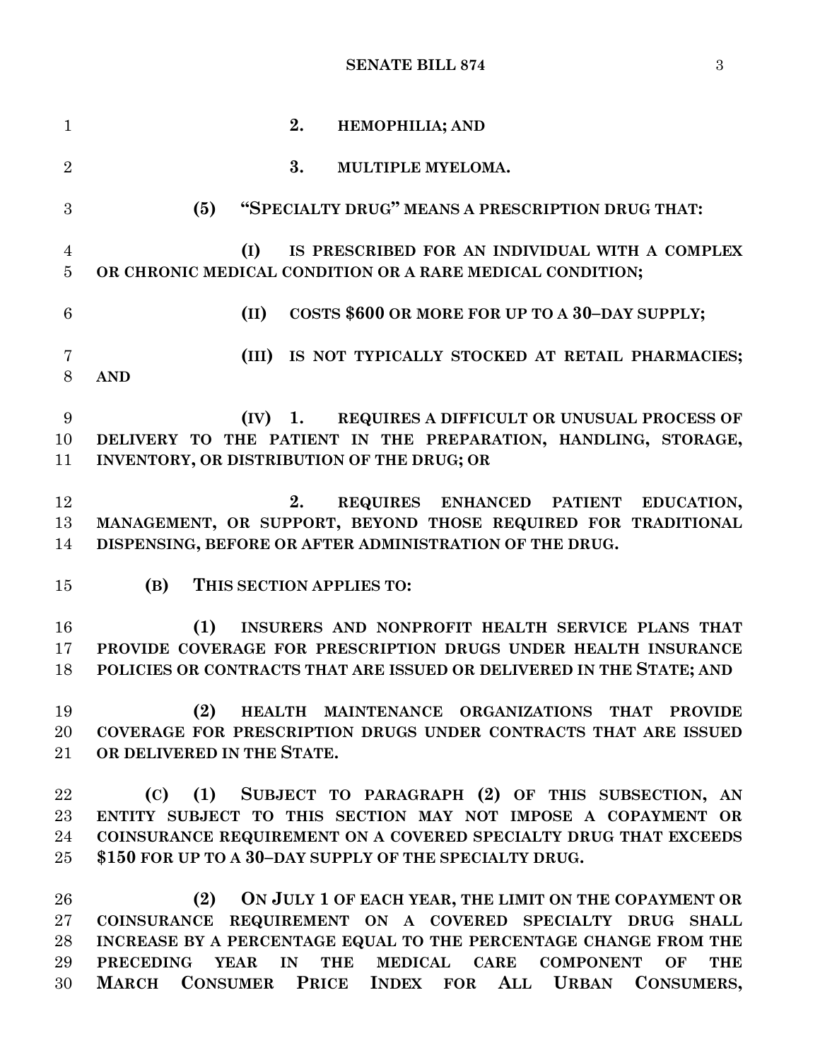**2. HEMOPHILIA; AND**

**3. MULTIPLE MYELOMA.**

**(5) "SPECIALTY DRUG" MEANS A PRESCRIPTION DRUG THAT:**

**(I) IS PRESCRIBED FOR AN INDIVIDUAL WITH A COMPLEX OR CHRONIC MEDICAL CONDITION OR A RARE MEDICAL CONDITION;**

**(II) COSTS $600 OR MORE FOR UP TO A 30–DAY SUPPLY;**

**(III) IS NOT TYPICALLY STOCKED AT RETAIL PHARMACIES; AND**

**(IV) 1. REQUIRES A DIFFICULT OR UNUSUAL PROCESS OF DELIVERY TO THE PATIENT IN THE PREPARATION, HANDLING, STORAGE, INVENTORY, OR DISTRIBUTION OF THE DRUG; OR**

**2. REQUIRES ENHANCED PATIENT EDUCATION, MANAGEMENT, OR SUPPORT, BEYOND THOSE REQUIRED FOR TRADITIONAL DISPENSING, BEFORE OR AFTER ADMINISTRATION OF THE DRUG.**

**(B) THIS SECTION APPLIES TO:**

**(1) INSURERS AND NONPROFIT HEALTH SERVICE PLANS THAT PROVIDE COVERAGE FOR PRESCRIPTION DRUGS UNDER HEALTH INSURANCE POLICIES OR CONTRACTS THAT ARE ISSUED OR DELIVERED IN THE STATE; AND**

**(2) HEALTH MAINTENANCE ORGANIZATIONS THAT PROVIDE COVERAGE FOR PRESCRIPTION DRUGS UNDER CONTRACTS THAT ARE ISSUED OR DELIVERED IN THE STATE.**

**(C) (1) SUBJECT TO PARAGRAPH (2) OF THIS SUBSECTION, AN ENTITY SUBJECT TO THIS SECTION MAY NOT IMPOSE A COPAYMENT OR COINSURANCE REQUIREMENT ON A COVERED SPECIALTY DRUG THAT EXCEEDS $150 FOR UP TO A 30–DAY SUPPLY OF THE SPECIALTY DRUG.**

**(2) ON JULY 1 OF EACH YEAR, THE LIMIT ON THE COPAYMENT OR COINSURANCE REQUIREMENT ON A COVERED SPECIALTY DRUG SHALL INCREASE BY A PERCENTAGE EQUAL TO THE PERCENTAGE CHANGE FROM THE PRECEDING YEAR IN THE MEDICAL CARE COMPONENT OF THE MARCH CONSUMER PRICE INDEX FOR ALL URBAN CONSUMERS,**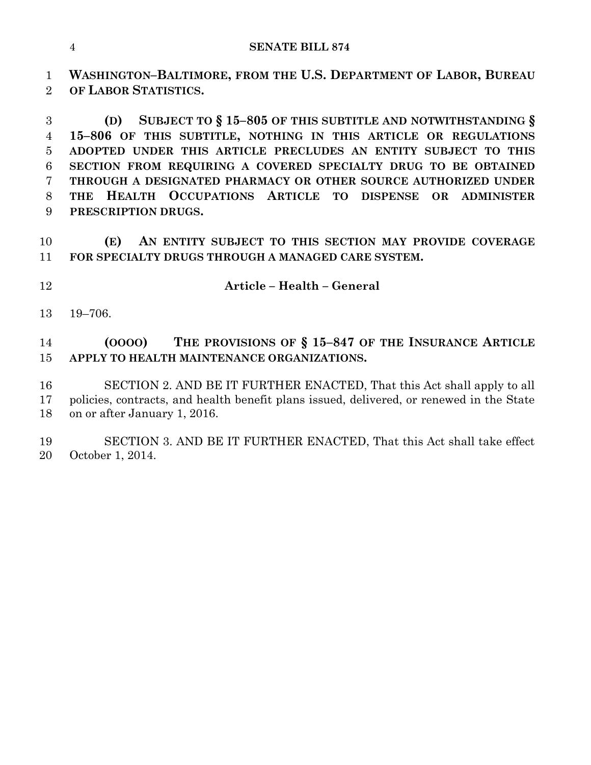**WASHINGTON–BALTIMORE, FROM THE U.S. DEPARTMENT OF LABOR, BUREAU OF LABOR STATISTICS.**

**(D) SUBJECT TO § 15–805 OF THIS SUBTITLE AND NOTWITHSTANDING § 15–806 OF THIS SUBTITLE, NOTHING IN THIS ARTICLE OR REGULATIONS ADOPTED UNDER THIS ARTICLE PRECLUDES AN ENTITY SUBJECT TO THIS SECTION FROM REQUIRING A COVERED SPECIALTY DRUG TO BE OBTAINED THROUGH A DESIGNATED PHARMACY OR OTHER SOURCE AUTHORIZED UNDER THE HEALTH OCCUPATIONS ARTICLE TO DISPENSE OR ADMINISTER PRESCRIPTION DRUGS.**

**(E) AN ENTITY SUBJECT TO THIS SECTION MAY PROVIDE COVERAGE FOR SPECIALTY DRUGS THROUGH A MANAGED CARE SYSTEM.**

## Article – Health – General

19–706.

**(OOOO) THE PROVISIONS OF § 15–847 OF THE INSURANCE ARTICLE APPLY TO HEALTH MAINTENANCE ORGANIZATIONS.**

SECTION 2. AND BE IT FURTHER ENACTED, That this Act shall apply to all policies, contracts, and health benefit plans issued, delivered, or renewed in the State on or after January 1, 2016.

SECTION 3. AND BE IT FURTHER ENACTED, That this Act shall take effect October 1, 2014.